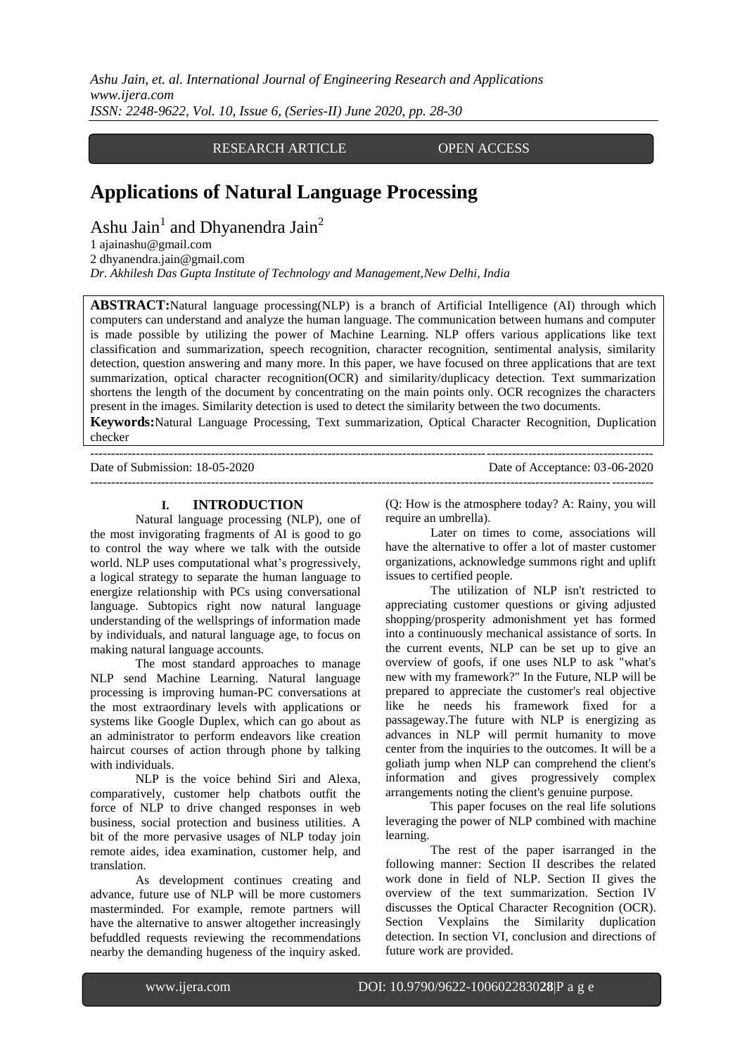RESEARCH ARTICLE OPEN ACCESS

# Applications of Natural Language Processing

Ashu Jain[1] and Dhyanendra Jain[2]

1 ajainashu@gmail.com
2 dhyanendra.jain@gmail.com
*Dr. Akhilesh Das Gupta Institute of Technology and Management,New Delhi, India*

**ABSTRACT:**Natural language processing(NLP) is a branch of Artificial Intelligence (AI) through which computers can understand and analyze the human language. The communication between humans and computer is made possible by utilizing the power of Machine Learning. NLP offers various applications like text classification and summarization, speech recognition, character recognition, sentimental analysis, similarity detection, question answering and many more. In this paper, we have focused on three applications that are text summarization, optical character recognition(OCR) and similarity/duplicacy detection. Text summarization shortens the length of the document by concentrating on the main points only. OCR recognizes the characters present in the images. Similarity detection is used to detect the similarity between the two documents.

**Keywords:**Natural Language Processing, Text summarization, Optical Character Recognition, Duplication checker

Date of Submission: 18-05-2020 Date of Acceptance: 03-06-2020

## I. INTRODUCTION

Natural language processing (NLP), one of the most invigorating fragments of AI is good to go to control the way where we talk with the outside world. NLP uses computational what's progressively, a logical strategy to separate the human language to energize relationship with PCs using conversational language. Subtopics right now natural language understanding of the wellsprings of information made by individuals, and natural language age, to focus on making natural language accounts.

The most standard approaches to manage NLP send Machine Learning. Natural language processing is improving human-PC conversations at the most extraordinary levels with applications or systems like Google Duplex, which can go about as an administrator to perform endeavors like creation haircut courses of action through phone by talking with individuals.

NLP is the voice behind Siri and Alexa, comparatively, customer help chatbots outfit the force of NLP to drive changed responses in web business, social protection and business utilities. A bit of the more pervasive usages of NLP today join remote aides, idea examination, customer help, and translation.

As development continues creating and advance, future use of NLP will be more customers masterminded. For example, remote partners will have the alternative to answer altogether increasingly befuddled requests reviewing the recommendations nearby the demanding hugeness of the inquiry asked. (Q: How is the atmosphere today? A: Rainy, you will require an umbrella).

Later on times to come, associations will have the alternative to offer a lot of master customer organizations, acknowledge summons right and uplift issues to certified people.

The utilization of NLP isn't restricted to appreciating customer questions or giving adjusted shopping/prosperity admonishment yet has formed into a continuously mechanical assistance of sorts. In the current events, NLP can be set up to give an overview of goofs, if one uses NLP to ask "what's new with my framework?" In the Future, NLP will be prepared to appreciate the customer's real objective like he needs his framework fixed for a passageway.The future with NLP is energizing as advances in NLP will permit humanity to move center from the inquiries to the outcomes. It will be a goliath jump when NLP can comprehend the client's information and gives progressively complex arrangements noting the client's genuine purpose.

This paper focuses on the real life solutions leveraging the power of NLP combined with machine learning.

The rest of the paper isarranged in the following manner: Section II describes the related work done in field of NLP. Section II gives the overview of the text summarization. Section IV discusses the Optical Character Recognition (OCR). Section Vexplains the Similarity duplication detection. In section VI, conclusion and directions of future work are provided.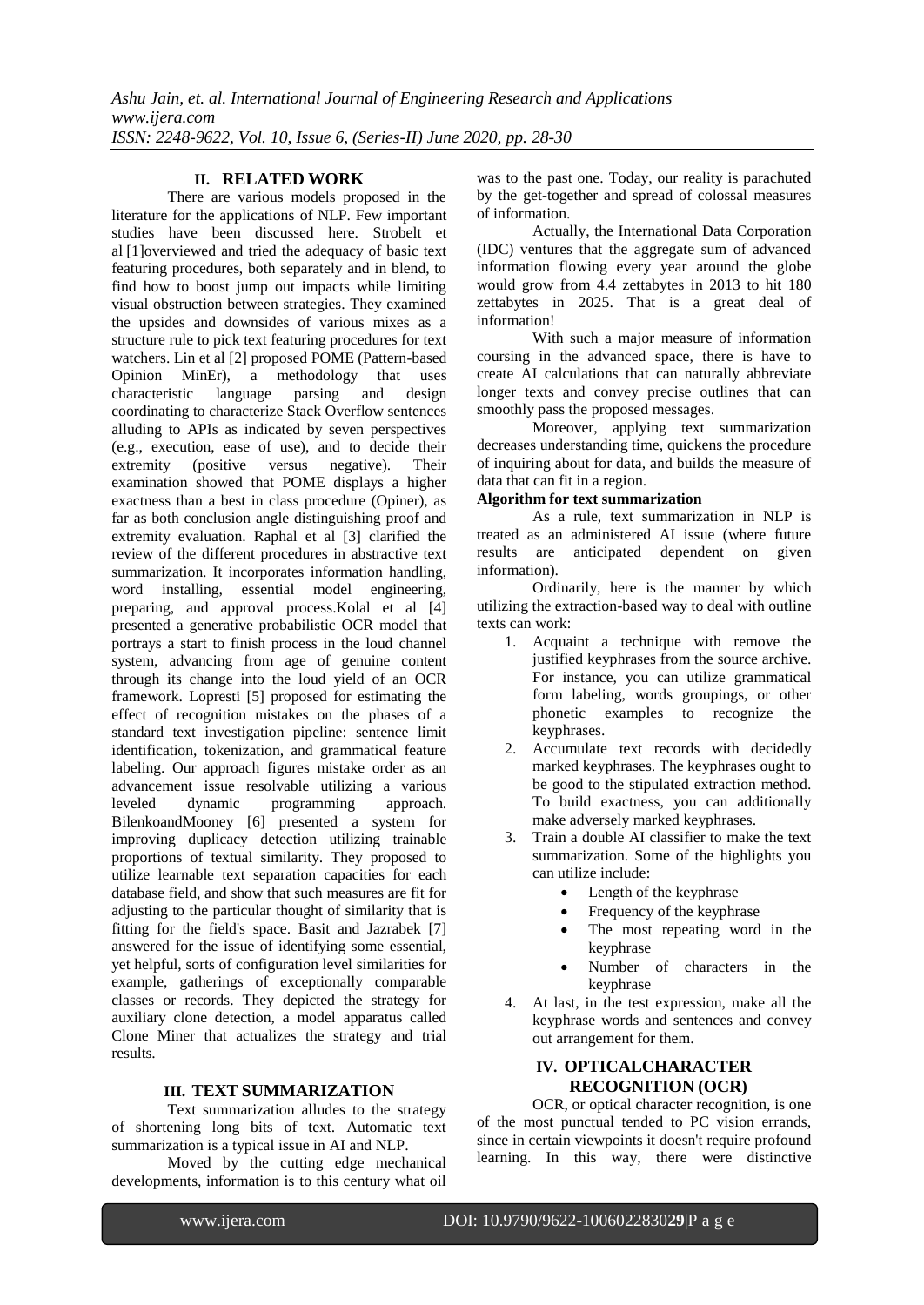## II. RELATED WORK

There are various models proposed in the literature for the applications of NLP. Few important studies have been discussed here. Strobelt et al [1]overviewed and tried the adequacy of basic text featuring procedures, both separately and in blend, to find how to boost jump out impacts while limiting visual obstruction between strategies. They examined the upsides and downsides of various mixes as a structure rule to pick text featuring procedures for text watchers. Lin et al [2] proposed POME (Pattern-based Opinion MinEr), a methodology that uses characteristic language parsing and design coordinating to characterize Stack Overflow sentences alluding to APIs as indicated by seven perspectives (e.g., execution, ease of use), and to decide their extremity (positive versus negative). Their examination showed that POME displays a higher exactness than a best in class procedure (Opiner), as far as both conclusion angle distinguishing proof and extremity evaluation. Raphal et al [3] clarified the review of the different procedures in abstractive text summarization. It incorporates information handling, word installing, essential model engineering, preparing, and approval process.Kolal et al [4] presented a generative probabilistic OCR model that portrays a start to finish process in the loud channel system, advancing from age of genuine content through its change into the loud yield of an OCR framework. Lopresti [5] proposed for estimating the effect of recognition mistakes on the phases of a standard text investigation pipeline: sentence limit identification, tokenization, and grammatical feature labeling. Our approach figures mistake order as an advancement issue resolvable utilizing a various leveled dynamic programming approach. BilenkoandMooney [6] presented a system for improving duplicacy detection utilizing trainable proportions of textual similarity. They proposed to utilize learnable text separation capacities for each database field, and show that such measures are fit for adjusting to the particular thought of similarity that is fitting for the field's space. Basit and Jazrabek [7] answered for the issue of identifying some essential, yet helpful, sorts of configuration level similarities for example, gatherings of exceptionally comparable classes or records. They depicted the strategy for auxiliary clone detection, a model apparatus called Clone Miner that actualizes the strategy and trial results.

## III. TEXT SUMMARIZATION

Text summarization alludes to the strategy of shortening long bits of text. Automatic text summarization is a typical issue in AI and NLP.

Moved by the cutting edge mechanical developments, information is to this century what oil was to the past one. Today, our reality is parachuted by the get-together and spread of colossal measures of information.

Actually, the International Data Corporation (IDC) ventures that the aggregate sum of advanced information flowing every year around the globe would grow from 4.4 zettabytes in 2013 to hit 180 zettabytes in 2025. That is a great deal of information!

With such a major measure of information coursing in the advanced space, there is have to create AI calculations that can naturally abbreviate longer texts and convey precise outlines that can smoothly pass the proposed messages.

Moreover, applying text summarization decreases understanding time, quickens the procedure of inquiring about for data, and builds the measure of data that can fit in a region.

**Algorithm for text summarization**

As a rule, text summarization in NLP is treated as an administered AI issue (where future results are anticipated dependent on given information).

Ordinarily, here is the manner by which utilizing the extraction-based way to deal with outline texts can work:

1. Acquaint a technique with remove the justified keyphrases from the source archive. For instance, you can utilize grammatical form labeling, words groupings, or other phonetic examples to recognize the keyphrases.
2. Accumulate text records with decidedly marked keyphrases. The keyphrases ought to be good to the stipulated extraction method. To build exactness, you can additionally make adversely marked keyphrases.
3. Train a double AI classifier to make the text summarization. Some of the highlights you can utilize include:
   - Length of the keyphrase
   - Frequency of the keyphrase
   - The most repeating word in the keyphrase
   - Number of characters in the keyphrase
4. At last, in the test expression, make all the keyphrase words and sentences and convey out arrangement for them.

## IV. OPTICALCHARACTER RECOGNITION (OCR)

OCR, or optical character recognition, is one of the most punctual tended to PC vision errands, since in certain viewpoints it doesn't require profound learning. In this way, there were distinctive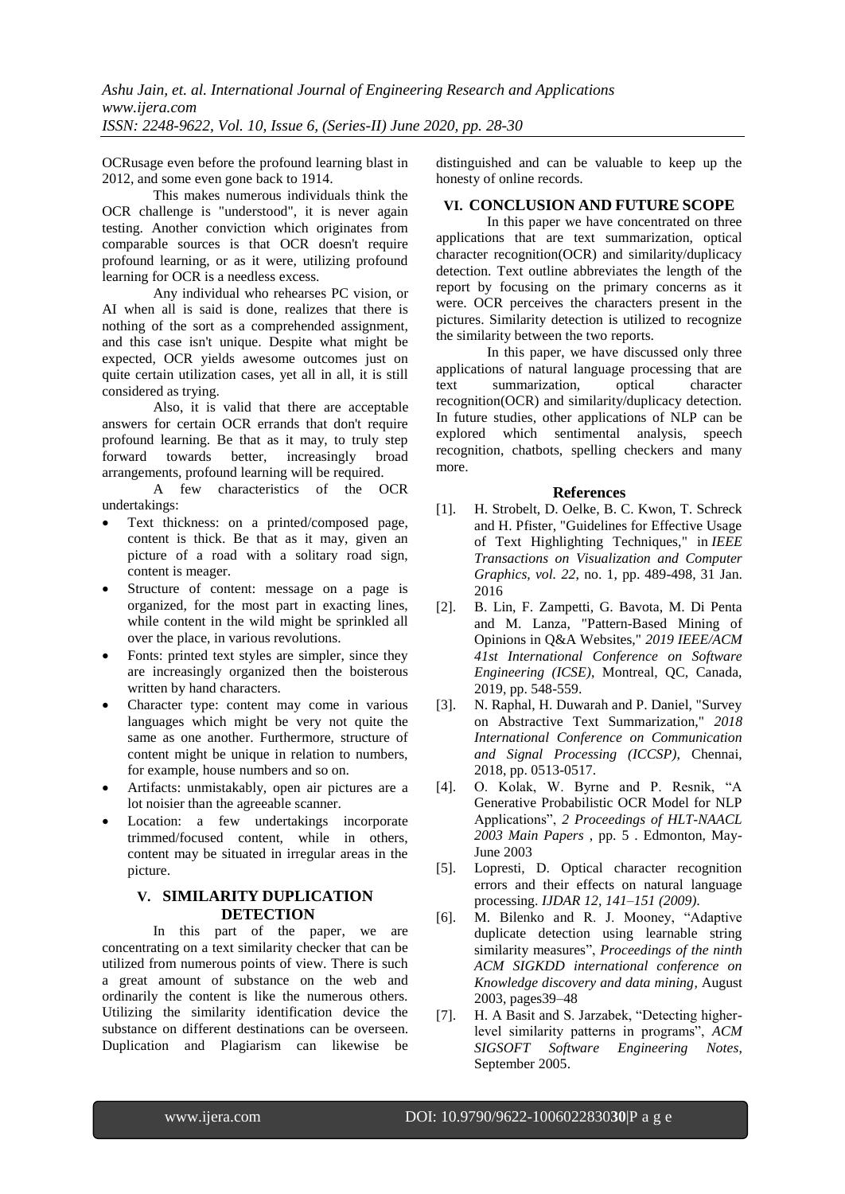OCRusage even before the profound learning blast in 2012, and some even gone back to 1914.

This makes numerous individuals think the OCR challenge is "understood", it is never again testing. Another conviction which originates from comparable sources is that OCR doesn't require profound learning, or as it were, utilizing profound learning for OCR is a needless excess.

Any individual who rehearses PC vision, or AI when all is said is done, realizes that there is nothing of the sort as a comprehended assignment, and this case isn't unique. Despite what might be expected, OCR yields awesome outcomes just on quite certain utilization cases, yet all in all, it is still considered as trying.

Also, it is valid that there are acceptable answers for certain OCR errands that don't require profound learning. Be that as it may, to truly step forward towards better, increasingly broad arrangements, profound learning will be required.

A few characteristics of the OCR undertakings:

- Text thickness: on a printed/composed page, content is thick. Be that as it may, given an picture of a road with a solitary road sign, content is meager.
- Structure of content: message on a page is organized, for the most part in exacting lines, while content in the wild might be sprinkled all over the place, in various revolutions.
- Fonts: printed text styles are simpler, since they are increasingly organized then the boisterous written by hand characters.
- Character type: content may come in various languages which might be very not quite the same as one another. Furthermore, structure of content might be unique in relation to numbers, for example, house numbers and so on.
- Artifacts: unmistakably, open air pictures are a lot noisier than the agreeable scanner.
- Location: a few undertakings incorporate trimmed/focused content, while in others, content may be situated in irregular areas in the picture.

## V. SIMILARITY DUPLICATION DETECTION

In this part of the paper, we are concentrating on a text similarity checker that can be utilized from numerous points of view. There is such a great amount of substance on the web and ordinarily the content is like the numerous others. Utilizing the similarity identification device the substance on different destinations can be overseen. Duplication and Plagiarism can likewise be distinguished and can be valuable to keep up the honesty of online records.

## VI. CONCLUSION AND FUTURE SCOPE

In this paper we have concentrated on three applications that are text summarization, optical character recognition(OCR) and similarity/duplicacy detection. Text outline abbreviates the length of the report by focusing on the primary concerns as it were. OCR perceives the characters present in the pictures. Similarity detection is utilized to recognize the similarity between the two reports.

In this paper, we have discussed only three applications of natural language processing that are text summarization, optical character recognition(OCR) and similarity/duplicacy detection. In future studies, other applications of NLP can be explored which sentimental analysis, speech recognition, chatbots, spelling checkers and many more.

### References

[1]. H. Strobelt, D. Oelke, B. C. Kwon, T. Schreck and H. Pfister, "Guidelines for Effective Usage of Text Highlighting Techniques," in *IEEE Transactions on Visualization and Computer Graphics, vol. 22*, no. 1, pp. 489-498, 31 Jan. 2016

[2]. B. Lin, F. Zampetti, G. Bavota, M. Di Penta and M. Lanza, "Pattern-Based Mining of Opinions in Q&A Websites," *2019 IEEE/ACM 41st International Conference on Software Engineering (ICSE)*, Montreal, QC, Canada, 2019, pp. 548-559.

[3]. N. Raphal, H. Duwarah and P. Daniel, "Survey on Abstractive Text Summarization," *2018 International Conference on Communication and Signal Processing (ICCSP)*, Chennai, 2018, pp. 0513-0517.

[4]. O. Kolak, W. Byrne and P. Resnik, "A Generative Probabilistic OCR Model for NLP Applications", *2 Proceedings of HLT-NAACL 2003 Main Papers* , pp. 5 . Edmonton, May-June 2003

[5]. Lopresti, D. Optical character recognition errors and their effects on natural language processing. *IJDAR 12, 141–151 (2009).*

[6]. M. Bilenko and R. J. Mooney, "Adaptive duplicate detection using learnable string similarity measures", *Proceedings of the ninth ACM SIGKDD international conference on Knowledge discovery and data mining*, August 2003, pages39–48

[7]. H. A Basit and S. Jarzabek, "Detecting higher-level similarity patterns in programs", *ACM SIGSOFT Software Engineering Notes*, September 2005.